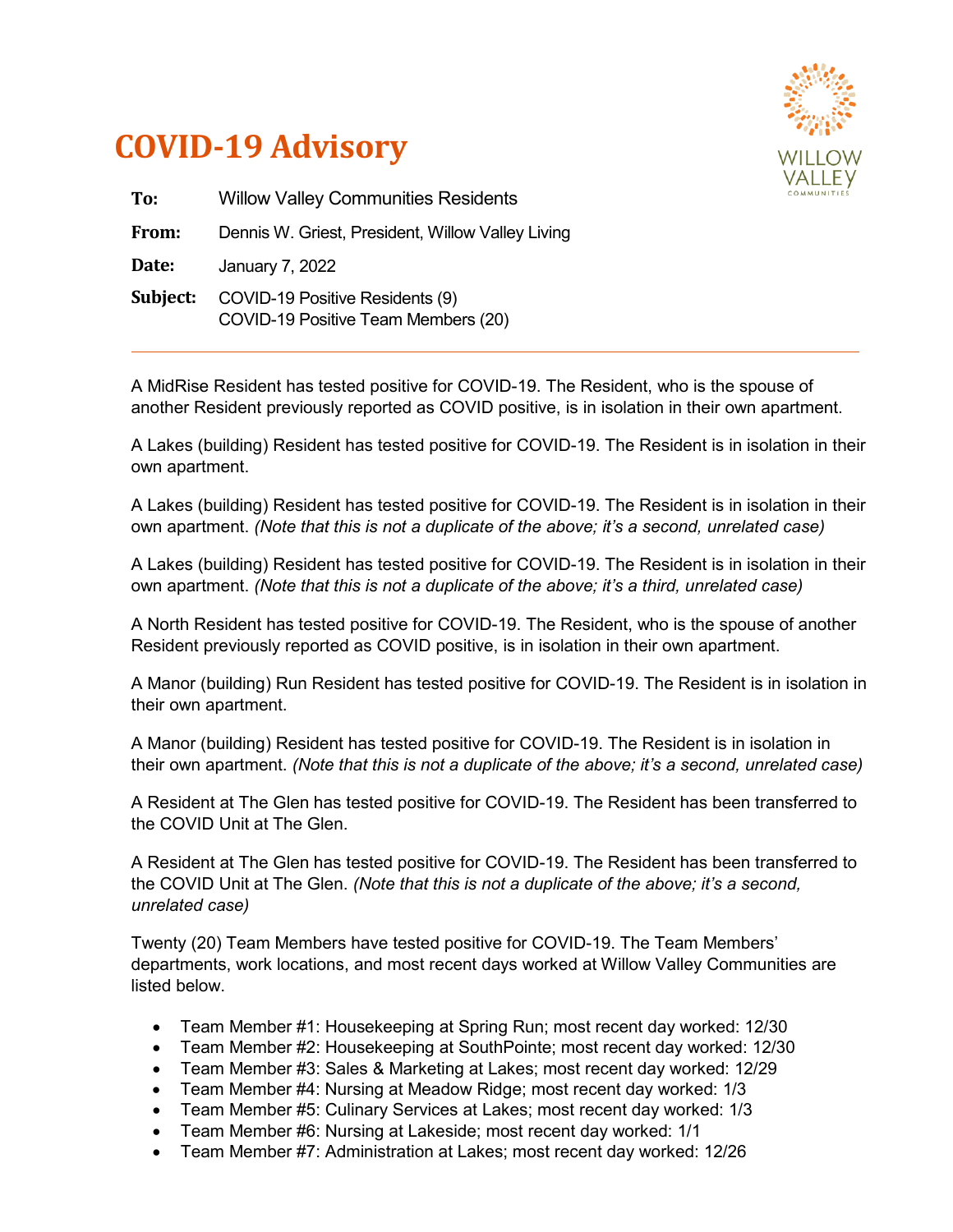# COVID-19 Advisory

**To:** Willow Valley Communities Residents

**From:** Dennis W. Griest, President, Willow Valley Living

**Date:** January 7, 2022

**Subject:** COVID-19 Positive Residents (9)
COVID-19 Positive Team Members (20)

---

A MidRise Resident has tested positive for COVID-19. The Resident, who is the spouse of another Resident previously reported as COVID positive, is in isolation in their own apartment.

A Lakes (building) Resident has tested positive for COVID-19. The Resident is in isolation in their own apartment.

A Lakes (building) Resident has tested positive for COVID-19. The Resident is in isolation in their own apartment. *(Note that this is not a duplicate of the above; it's a second, unrelated case)*

A Lakes (building) Resident has tested positive for COVID-19. The Resident is in isolation in their own apartment. *(Note that this is not a duplicate of the above; it's a third, unrelated case)*

A North Resident has tested positive for COVID-19. The Resident, who is the spouse of another Resident previously reported as COVID positive, is in isolation in their own apartment.

A Manor (building) Run Resident has tested positive for COVID-19. The Resident is in isolation in their own apartment.

A Manor (building) Resident has tested positive for COVID-19. The Resident is in isolation in their own apartment. *(Note that this is not a duplicate of the above; it's a second, unrelated case)*

A Resident at The Glen has tested positive for COVID-19. The Resident has been transferred to the COVID Unit at The Glen.

A Resident at The Glen has tested positive for COVID-19. The Resident has been transferred to the COVID Unit at The Glen. *(Note that this is not a duplicate of the above; it's a second, unrelated case)*

Twenty (20) Team Members have tested positive for COVID-19. The Team Members' departments, work locations, and most recent days worked at Willow Valley Communities are listed below.

- Team Member #1: Housekeeping at Spring Run; most recent day worked: 12/30
- Team Member #2: Housekeeping at SouthPointe; most recent day worked: 12/30
- Team Member #3: Sales & Marketing at Lakes; most recent day worked: 12/29
- Team Member #4: Nursing at Meadow Ridge; most recent day worked: 1/3
- Team Member #5: Culinary Services at Lakes; most recent day worked: 1/3
- Team Member #6: Nursing at Lakeside; most recent day worked: 1/1
- Team Member #7: Administration at Lakes; most recent day worked: 12/26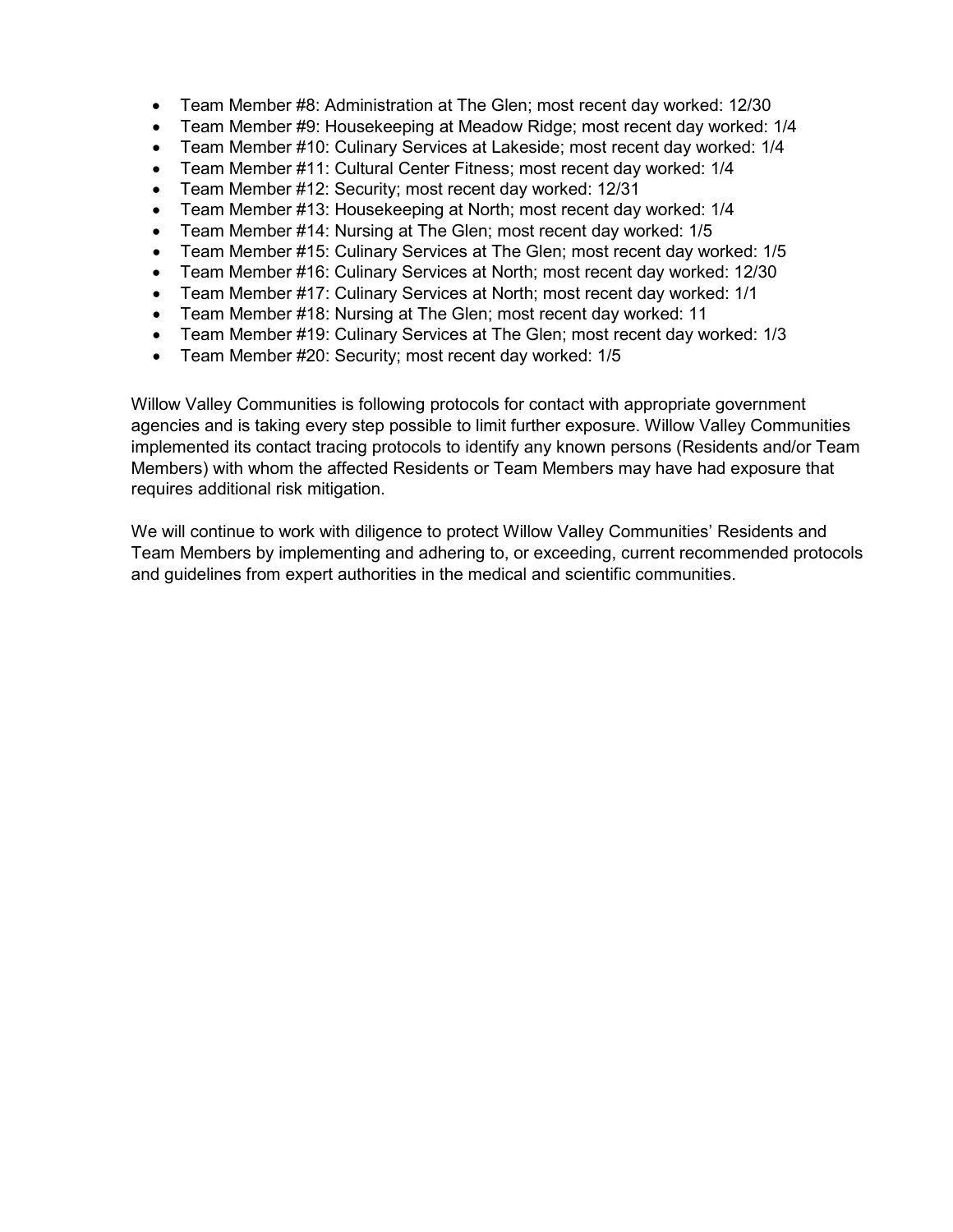- Team Member #8: Administration at The Glen; most recent day worked: 12/30
- Team Member #9: Housekeeping at Meadow Ridge; most recent day worked: 1/4
- Team Member #10: Culinary Services at Lakeside; most recent day worked: 1/4
- Team Member #11: Cultural Center Fitness; most recent day worked: 1/4
- Team Member #12: Security; most recent day worked: 12/31
- Team Member #13: Housekeeping at North; most recent day worked: 1/4
- Team Member #14: Nursing at The Glen; most recent day worked: 1/5
- Team Member #15: Culinary Services at The Glen; most recent day worked: 1/5
- Team Member #16: Culinary Services at North; most recent day worked: 12/30
- Team Member #17: Culinary Services at North; most recent day worked: 1/1
- Team Member #18: Nursing at The Glen; most recent day worked: 11
- Team Member #19: Culinary Services at The Glen; most recent day worked: 1/3
- Team Member #20: Security; most recent day worked: 1/5

Willow Valley Communities is following protocols for contact with appropriate government agencies and is taking every step possible to limit further exposure. Willow Valley Communities implemented its contact tracing protocols to identify any known persons (Residents and/or Team Members) with whom the affected Residents or Team Members may have had exposure that requires additional risk mitigation.

We will continue to work with diligence to protect Willow Valley Communities' Residents and Team Members by implementing and adhering to, or exceeding, current recommended protocols and guidelines from expert authorities in the medical and scientific communities.